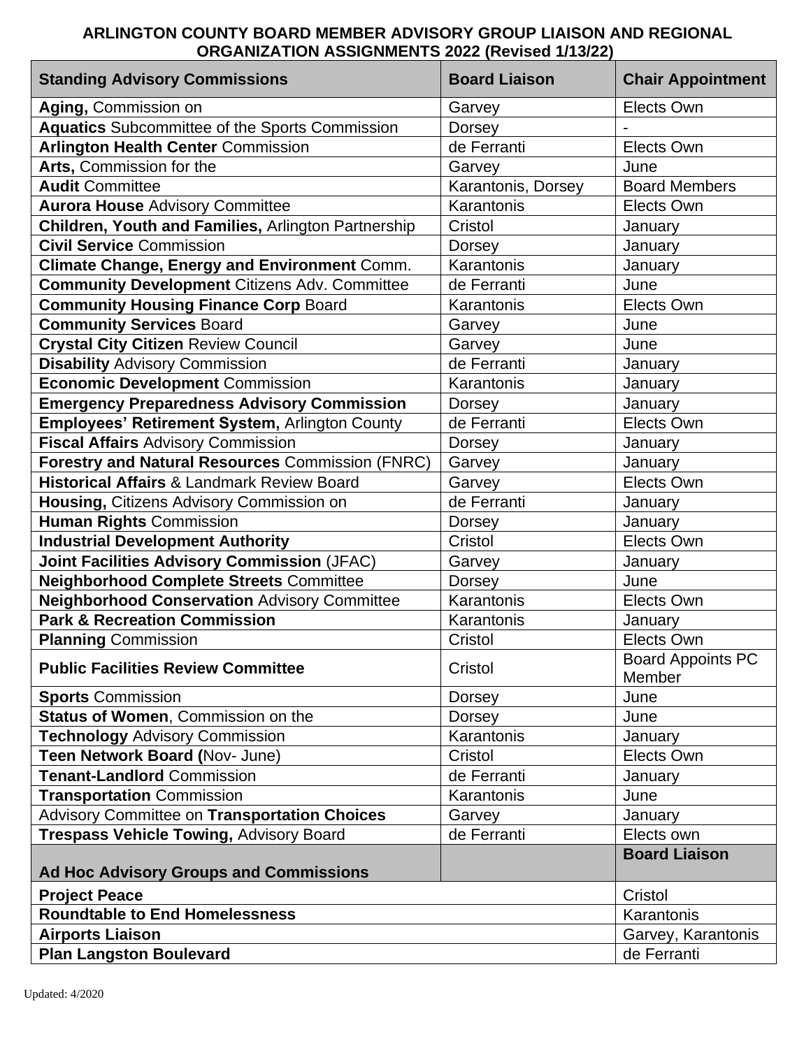# ARLINGTON COUNTY BOARD MEMBER ADVISORY GROUP LIAISON AND REGIONAL ORGANIZATION ASSIGNMENTS 2022 (Revised 1/13/22)

| Standing Advisory Commissions | Board Liaison | Chair Appointment |
|---|---|---|
| **Aging,** Commission on | Garvey | Elects Own |
| **Aquatics** Subcommittee of the Sports Commission | Dorsey | - |
| **Arlington Health Center** Commission | de Ferranti | Elects Own |
| **Arts,** Commission for the | Garvey | June |
| **Audit** Committee | Karantonis, Dorsey | Board Members |
| **Aurora House** Advisory Committee | Karantonis | Elects Own |
| **Children, Youth and Families,** Arlington Partnership | Cristol | January |
| **Civil Service** Commission | Dorsey | January |
| **Climate Change, Energy and Environment** Comm. | Karantonis | January |
| **Community Development** Citizens Adv. Committee | de Ferranti | June |
| **Community Housing Finance Corp** Board | Karantonis | Elects Own |
| **Community Services** Board | Garvey | June |
| **Crystal City Citizen** Review Council | Garvey | June |
| **Disability** Advisory Commission | de Ferranti | January |
| **Economic Development** Commission | Karantonis | January |
| **Emergency Preparedness Advisory Commission** | Dorsey | January |
| **Employees' Retirement System,** Arlington County | de Ferranti | Elects Own |
| **Fiscal Affairs** Advisory Commission | Dorsey | January |
| **Forestry and Natural Resources** Commission (FNRC) | Garvey | January |
| **Historical Affairs** & Landmark Review Board | Garvey | Elects Own |
| **Housing,** Citizens Advisory Commission on | de Ferranti | January |
| **Human Rights** Commission | Dorsey | January |
| **Industrial Development Authority** | Cristol | Elects Own |
| **Joint Facilities Advisory Commission** (JFAC) | Garvey | January |
| **Neighborhood Complete Streets** Committee | Dorsey | June |
| **Neighborhood Conservation** Advisory Committee | Karantonis | Elects Own |
| **Park & Recreation Commission** | Karantonis | January |
| **Planning** Commission | Cristol | Elects Own |
| **Public Facilities Review Committee** | Cristol | Board Appoints PC Member |
| **Sports** Commission | Dorsey | June |
| **Status of Women**, Commission on the | Dorsey | June |
| **Technology** Advisory Commission | Karantonis | January |
| **Teen Network Board (**Nov- June) | Cristol | Elects Own |
| **Tenant-Landlord** Commission | de Ferranti | January |
| **Transportation** Commission | Karantonis | June |
| Advisory Committee on **Transportation Choices** | Garvey | January |
| **Trespass Vehicle Towing,** Advisory Board | de Ferranti | Elects own |

| Ad Hoc Advisory Groups and Commissions | Board Liaison |
|---|---|
| **Project Peace** | Cristol |
| **Roundtable to End Homelessness** | Karantonis |
| **Airports Liaison** | Garvey, Karantonis |
| **Plan Langston Boulevard** | de Ferranti |

Updated: 4/2020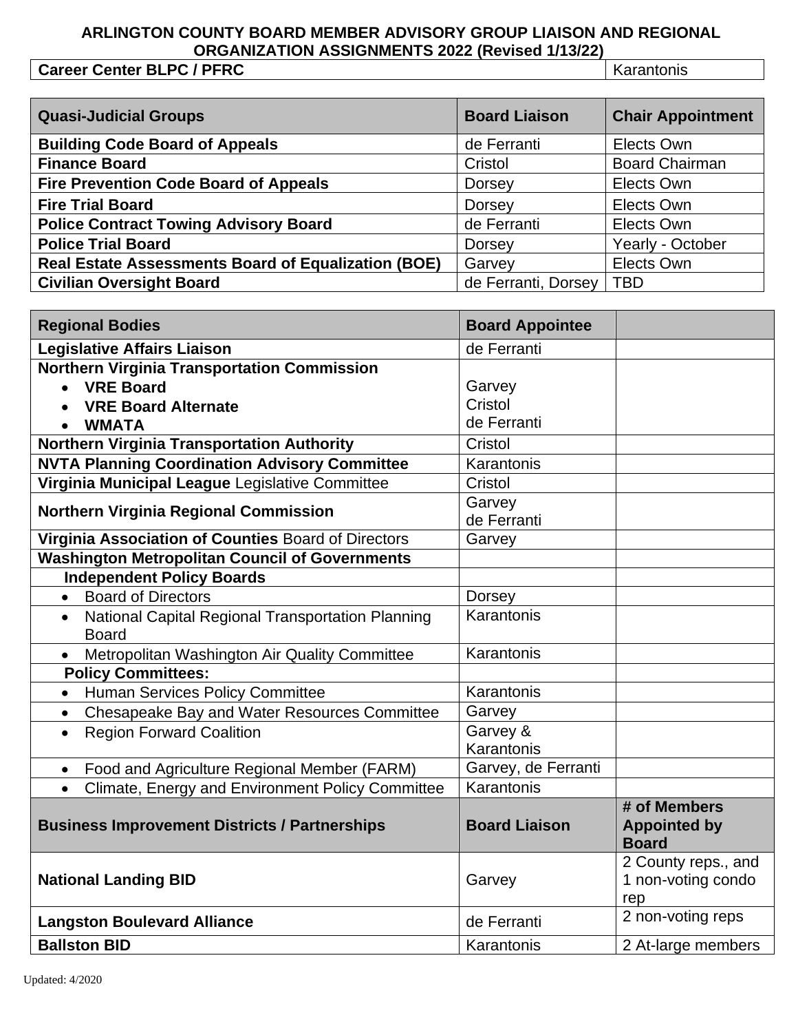**ARLINGTON COUNTY BOARD MEMBER ADVISORY GROUP LIAISON AND REGIONAL ORGANIZATION ASSIGNMENTS 2022 (Revised 1/13/22)**

| **Career Center BLPC / PFRC** | Karantonis |
|---|---|

| **Quasi-Judicial Groups** | **Board Liaison** | **Chair Appointment** |
|---|---|---|
| **Building Code Board of Appeals** | de Ferranti | Elects Own |
| **Finance Board** | Cristol | Board Chairman |
| **Fire Prevention Code Board of Appeals** | Dorsey | Elects Own |
| **Fire Trial Board** | Dorsey | Elects Own |
| **Police Contract Towing Advisory Board** | de Ferranti | Elects Own |
| **Police Trial Board** | Dorsey | Yearly - October |
| **Real Estate Assessments Board of Equalization (BOE)** | Garvey | Elects Own |
| **Civilian Oversight Board** | de Ferranti, Dorsey | TBD |

| **Regional Bodies** | **Board Appointee** | |
|---|---|---|
| **Legislative Affairs Liaison** | de Ferranti | |
| **Northern Virginia Transportation Commission**<br>• **VRE Board**<br>• **VRE Board Alternate**<br>• **WMATA** | Garvey<br>Cristol<br>de Ferranti | |
| **Northern Virginia Transportation Authority** | Cristol | |
| **NVTA Planning Coordination Advisory Committee** | Karantonis | |
| **Virginia Municipal League** Legislative Committee | Cristol | |
| **Northern Virginia Regional Commission** | Garvey<br>de Ferranti | |
| **Virginia Association of Counties** Board of Directors | Garvey | |
| **Washington Metropolitan Council of Governments** | | |
| **Independent Policy Boards** | | |
| • Board of Directors | Dorsey | |
| • National Capital Regional Transportation Planning Board | Karantonis | |
| • Metropolitan Washington Air Quality Committee | Karantonis | |
| **Policy Committees:** | | |
| • Human Services Policy Committee | Karantonis | |
| • Chesapeake Bay and Water Resources Committee | Garvey | |
| • Region Forward Coalition | Garvey & Karantonis | |
| • Food and Agriculture Regional Member (FARM) | Garvey, de Ferranti | |
| • Climate, Energy and Environment Policy Committee | Karantonis | |
| **Business Improvement Districts / Partnerships** | **Board Liaison** | **# of Members Appointed by Board** |
| **National Landing BID** | Garvey | 2 County reps., and 1 non-voting condo rep |
| **Langston Boulevard Alliance** | de Ferranti | 2 non-voting reps |
| **Ballston BID** | Karantonis | 2 At-large members |

Updated: 4/2020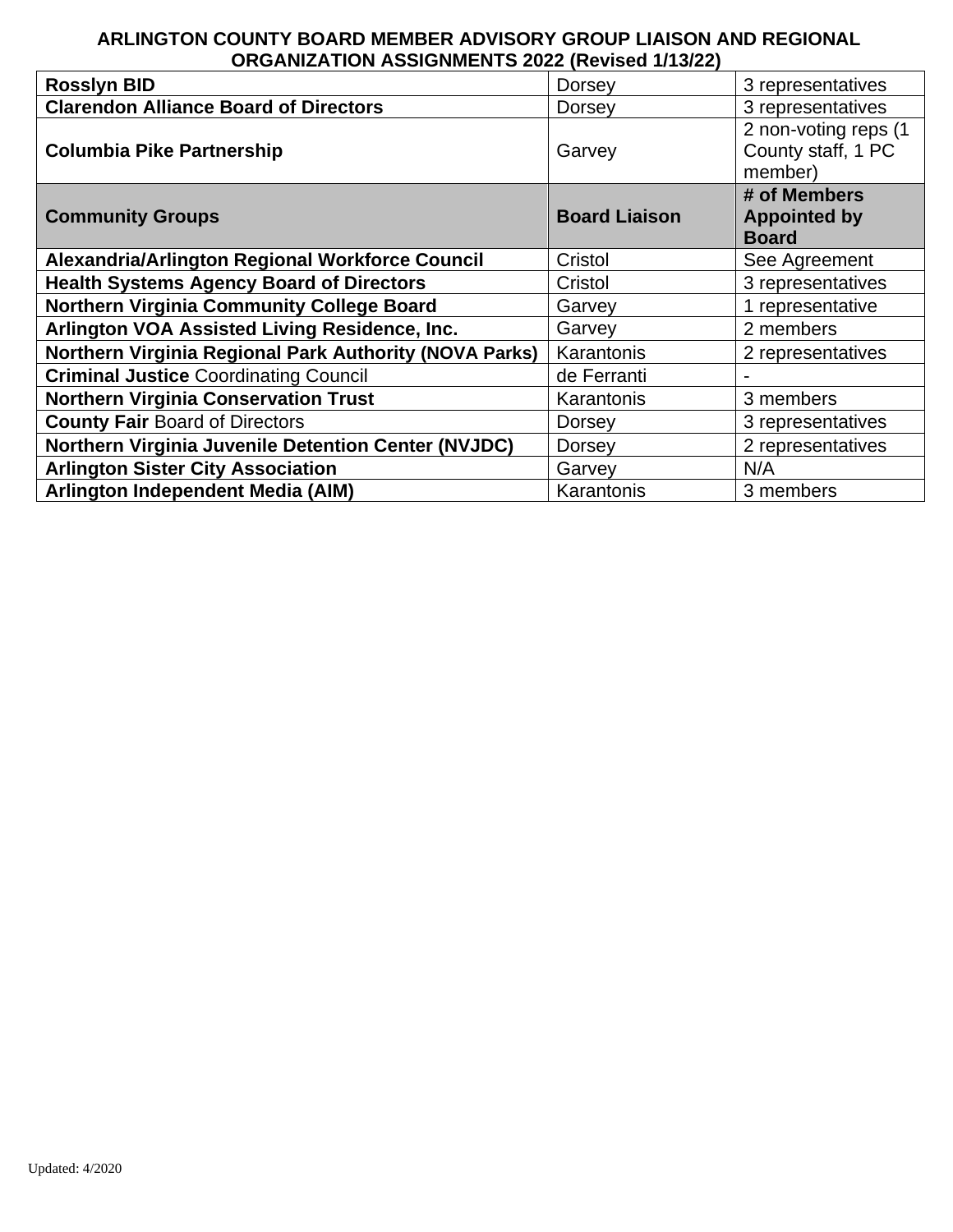**ARLINGTON COUNTY BOARD MEMBER ADVISORY GROUP LIAISON AND REGIONAL ORGANIZATION ASSIGNMENTS 2022 (Revised 1/13/22)**

| | | |
|---|---|---|
| **Rosslyn BID** | Dorsey | 3 representatives |
| **Clarendon Alliance Board of Directors** | Dorsey | 3 representatives |
| **Columbia Pike Partnership** | Garvey | 2 non-voting reps (1 County staff, 1 PC member) |
| **Community Groups** | **Board Liaison** | **# of Members Appointed by Board** |
| **Alexandria/Arlington Regional Workforce Council** | Cristol | See Agreement |
| **Health Systems Agency Board of Directors** | Cristol | 3 representatives |
| **Northern Virginia Community College Board** | Garvey | 1 representative |
| **Arlington VOA Assisted Living Residence, Inc.** | Garvey | 2 members |
| **Northern Virginia Regional Park Authority (NOVA Parks)** | Karantonis | 2 representatives |
| **Criminal Justice** Coordinating Council | de Ferranti | - |
| **Northern Virginia Conservation Trust** | Karantonis | 3 members |
| **County Fair** Board of Directors | Dorsey | 3 representatives |
| **Northern Virginia Juvenile Detention Center (NVJDC)** | Dorsey | 2 representatives |
| **Arlington Sister City Association** | Garvey | N/A |
| **Arlington Independent Media (AIM)** | Karantonis | 3 members |

Updated: 4/2020